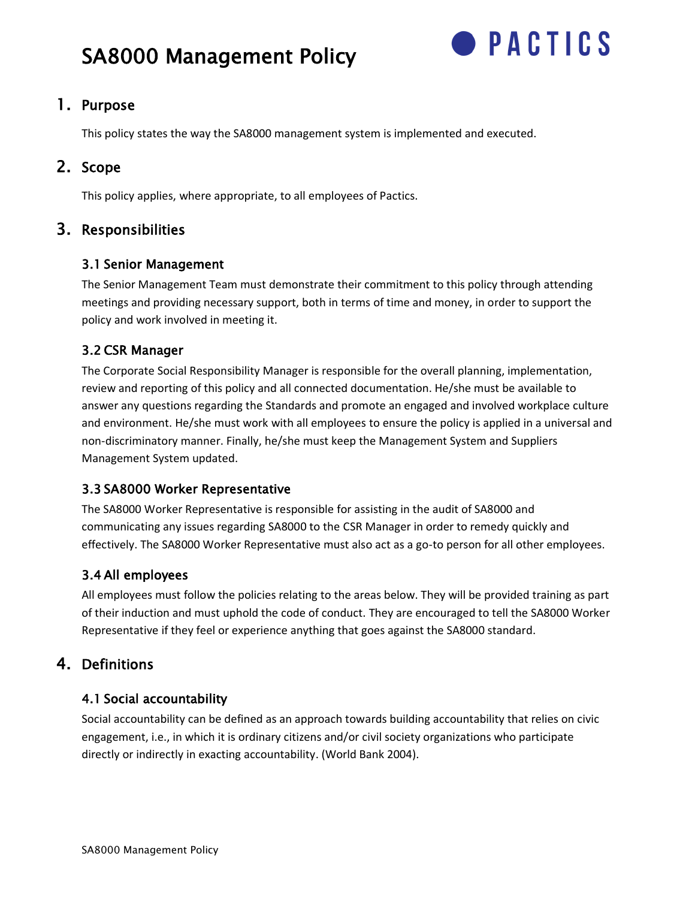# SA8000 Management Policy

PACTICS

## 1. Purpose

This policy states the way the SA8000 management system is implemented and executed.

## 2. Scope

This policy applies, where appropriate, to all employees of Pactics.

## 3. Responsibilities

### 3.1 Senior Management

The Senior Management Team must demonstrate their commitment to this policy through attending meetings and providing necessary support, both in terms of time and money, in order to support the policy and work involved in meeting it.

### 3.2 CSR Manager

The Corporate Social Responsibility Manager is responsible for the overall planning, implementation, review and reporting of this policy and all connected documentation. He/she must be available to answer any questions regarding the Standards and promote an engaged and involved workplace culture and environment. He/she must work with all employees to ensure the policy is applied in a universal and non-discriminatory manner. Finally, he/she must keep the Management System and Suppliers Management System updated.

### 3.3 SA8000 Worker Representative

The SA8000 Worker Representative is responsible for assisting in the audit of SA8000 and communicating any issues regarding SA8000 to the CSR Manager in order to remedy quickly and effectively. The SA8000 Worker Representative must also act as a go-to person for all other employees.

### 3.4 All employees

All employees must follow the policies relating to the areas below. They will be provided training as part of their induction and must uphold the code of conduct. They are encouraged to tell the SA8000 Worker Representative if they feel or experience anything that goes against the SA8000 standard.

## 4. Definitions

### 4.1 Social accountability

Social accountability can be defined as an approach towards building accountability that relies on civic engagement, i.e., in which it is ordinary citizens and/or civil society organizations who participate directly or indirectly in exacting accountability. (World Bank 2004).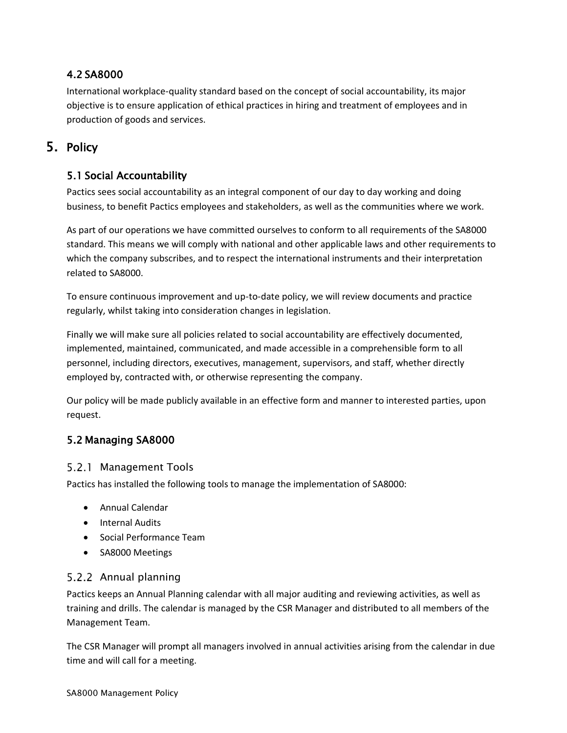## 4.2 SA8000

International workplace-quality standard based on the concept of social accountability, its major objective is to ensure application of ethical practices in hiring and treatment of employees and in production of goods and services.

# 5. Policy

## 5.1 Social Accountability

Pactics sees social accountability as an integral component of our day to day working and doing business, to benefit Pactics employees and stakeholders, as well as the communities where we work.

As part of our operations we have committed ourselves to conform to all requirements of the SA8000 standard. This means we will comply with national and other applicable laws and other requirements to which the company subscribes, and to respect the international instruments and their interpretation related to SA8000.

To ensure continuous improvement and up-to-date policy, we will review documents and practice regularly, whilst taking into consideration changes in legislation.

Finally we will make sure all policies related to social accountability are effectively documented, implemented, maintained, communicated, and made accessible in a comprehensible form to all personnel, including directors, executives, management, supervisors, and staff, whether directly employed by, contracted with, or otherwise representing the company.

Our policy will be made publicly available in an effective form and manner to interested parties, upon request.

## 5.2 Managing SA8000

### 5.2.1 Management Tools

Pactics has installed the following tools to manage the implementation of SA8000:

- Annual Calendar
- Internal Audits
- Social Performance Team
- SA8000 Meetings

### 5.2.2 Annual planning

Pactics keeps an Annual Planning calendar with all major auditing and reviewing activities, as well as training and drills. The calendar is managed by the CSR Manager and distributed to all members of the Management Team.

The CSR Manager will prompt all managers involved in annual activities arising from the calendar in due time and will call for a meeting.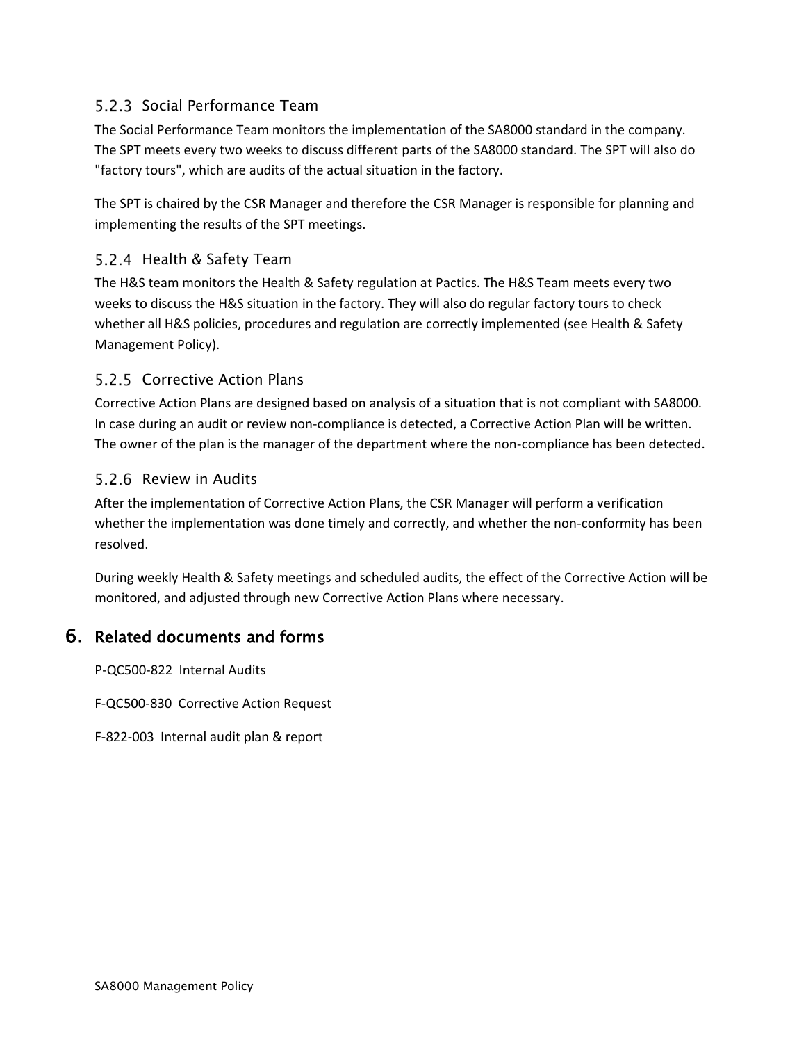### 5.2.3 Social Performance Team

The Social Performance Team monitors the implementation of the SA8000 standard in the company. The SPT meets every two weeks to discuss different parts of the SA8000 standard. The SPT will also do "factory tours", which are audits of the actual situation in the factory.

The SPT is chaired by the CSR Manager and therefore the CSR Manager is responsible for planning and implementing the results of the SPT meetings.

### 5.2.4 Health & Safety Team

The H&S team monitors the Health & Safety regulation at Pactics. The H&S Team meets every two weeks to discuss the H&S situation in the factory. They will also do regular factory tours to check whether all H&S policies, procedures and regulation are correctly implemented (see Health & Safety Management Policy).

### 5.2.5 Corrective Action Plans

Corrective Action Plans are designed based on analysis of a situation that is not compliant with SA8000. In case during an audit or review non-compliance is detected, a Corrective Action Plan will be written. The owner of the plan is the manager of the department where the non-compliance has been detected.

### 5.2.6 Review in Audits

After the implementation of Corrective Action Plans, the CSR Manager will perform a verification whether the implementation was done timely and correctly, and whether the non-conformity has been resolved.

During weekly Health & Safety meetings and scheduled audits, the effect of the Corrective Action will be monitored, and adjusted through new Corrective Action Plans where necessary.

## 6. Related documents and forms

P-QC500-822 Internal Audits

F-QC500-830 Corrective Action Request

F-822-003 Internal audit plan & report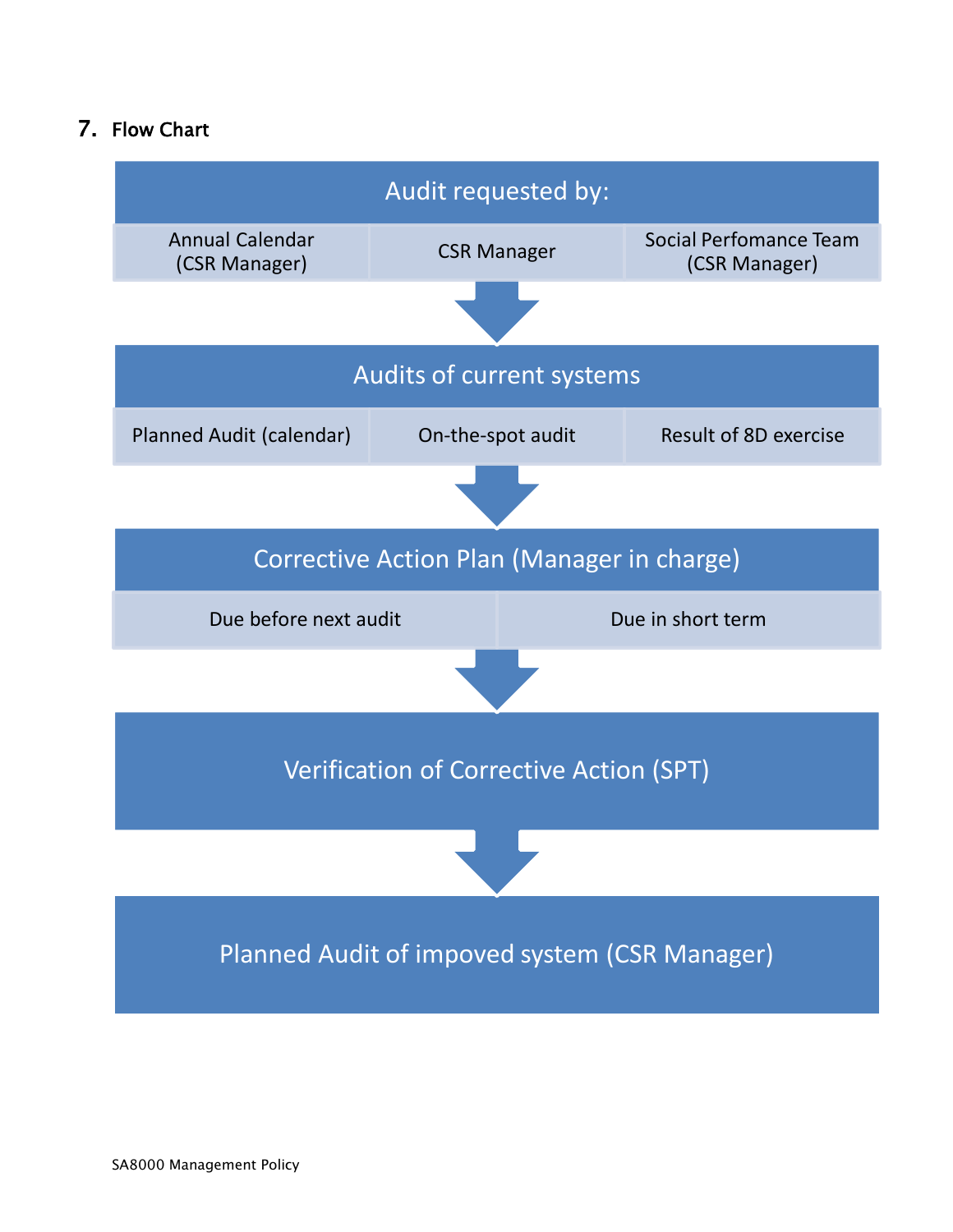## 7. Flow Chart

Audit requested by:

Annual Calendar (CSR Manager)

CSR Manager

Social Perfomance Team (CSR Manager)

Audits of current systems

Planned Audit (calendar)

On-the-spot audit

Result of 8D exercise

Corrective Action Plan (Manager in charge)

Due before next audit

Due in short term

Verification of Corrective Action (SPT)

Planned Audit of impoved system (CSR Manager)